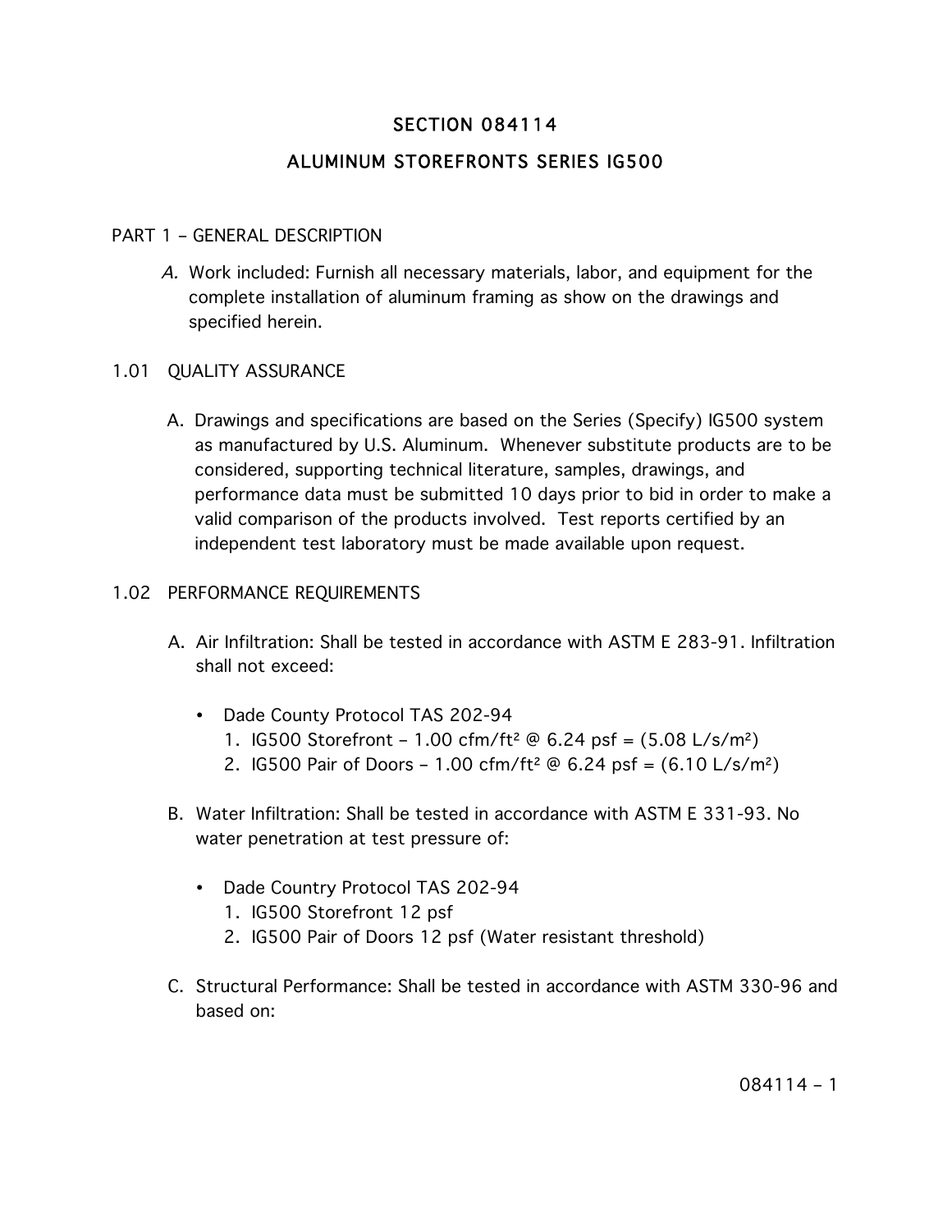# SECTION 084114

# ALUMINUM STOREFRONTS SERIES IG500

## PART 1 – GENERAL DESCRIPTION

*A.* Work included: Furnish all necessary materials, labor, and equipment for the complete installation of aluminum framing as show on the drawings and specified herein.

### 1.01 QUALITY ASSURANCE

A. Drawings and specifications are based on the Series (Specify) IG500 system as manufactured by U.S. Aluminum. Whenever substitute products are to be considered, supporting technical literature, samples, drawings, and performance data must be submitted 10 days prior to bid in order to make a valid comparison of the products involved. Test reports certified by an independent test laboratory must be made available upon request.

### 1.02 PERFORMANCE REQUIREMENTS

A. Air Infiltration: Shall be tested in accordance with ASTM E 283-91. Infiltration shall not exceed:

- Dade County Protocol TAS 202-94
  1. IG500 Storefront – 1.00 cfm/ft$^2$ @ 6.24 psf = (5.08 L/s/m$^2$)
  2. IG500 Pair of Doors – 1.00 cfm/ft$^2$ @ 6.24 psf = (6.10 L/s/m$^2$)

B. Water Infiltration: Shall be tested in accordance with ASTM E 331-93. No water penetration at test pressure of:

- Dade Country Protocol TAS 202-94
  1. IG500 Storefront 12 psf
  2. IG500 Pair of Doors 12 psf (Water resistant threshold)

C. Structural Performance: Shall be tested in accordance with ASTM 330-96 and based on: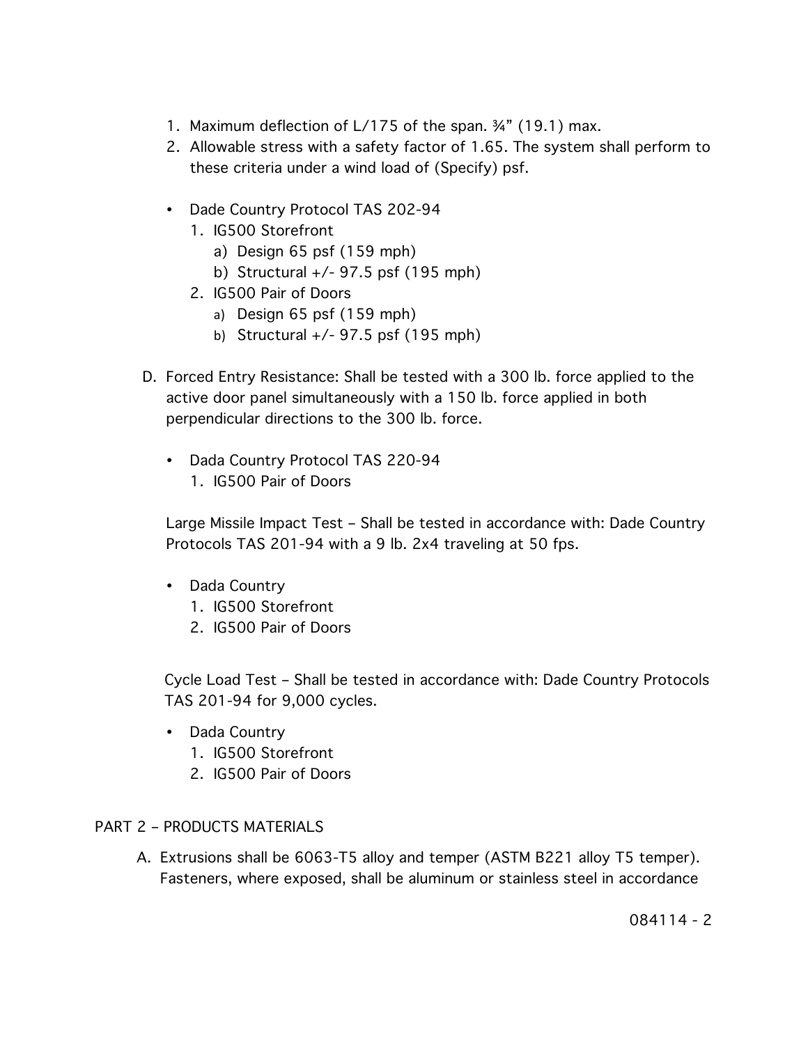1. Maximum deflection of L/175 of the span. ¾" (19.1) max.
2. Allowable stress with a safety factor of 1.65. The system shall perform to these criteria under a wind load of (Specify) psf.

- Dade Country Protocol TAS 202-94
  1. IG500 Storefront
     a) Design 65 psf (159 mph)
     b) Structural +/- 97.5 psf (195 mph)
  2. IG500 Pair of Doors
     a) Design 65 psf (159 mph)
     b) Structural +/- 97.5 psf (195 mph)

D. Forced Entry Resistance: Shall be tested with a 300 lb. force applied to the active door panel simultaneously with a 150 lb. force applied in both perpendicular directions to the 300 lb. force.

- Dada Country Protocol TAS 220-94
  1. IG500 Pair of Doors

Large Missile Impact Test – Shall be tested in accordance with: Dade Country Protocols TAS 201-94 with a 9 lb. 2x4 traveling at 50 fps.

- Dada Country
  1. IG500 Storefront
  2. IG500 Pair of Doors

Cycle Load Test – Shall be tested in accordance with: Dade Country Protocols TAS 201-94 for 9,000 cycles.

- Dada Country
  1. IG500 Storefront
  2. IG500 Pair of Doors

PART 2 – PRODUCTS MATERIALS

A. Extrusions shall be 6063-T5 alloy and temper (ASTM B221 alloy T5 temper). Fasteners, where exposed, shall be aluminum or stainless steel in accordance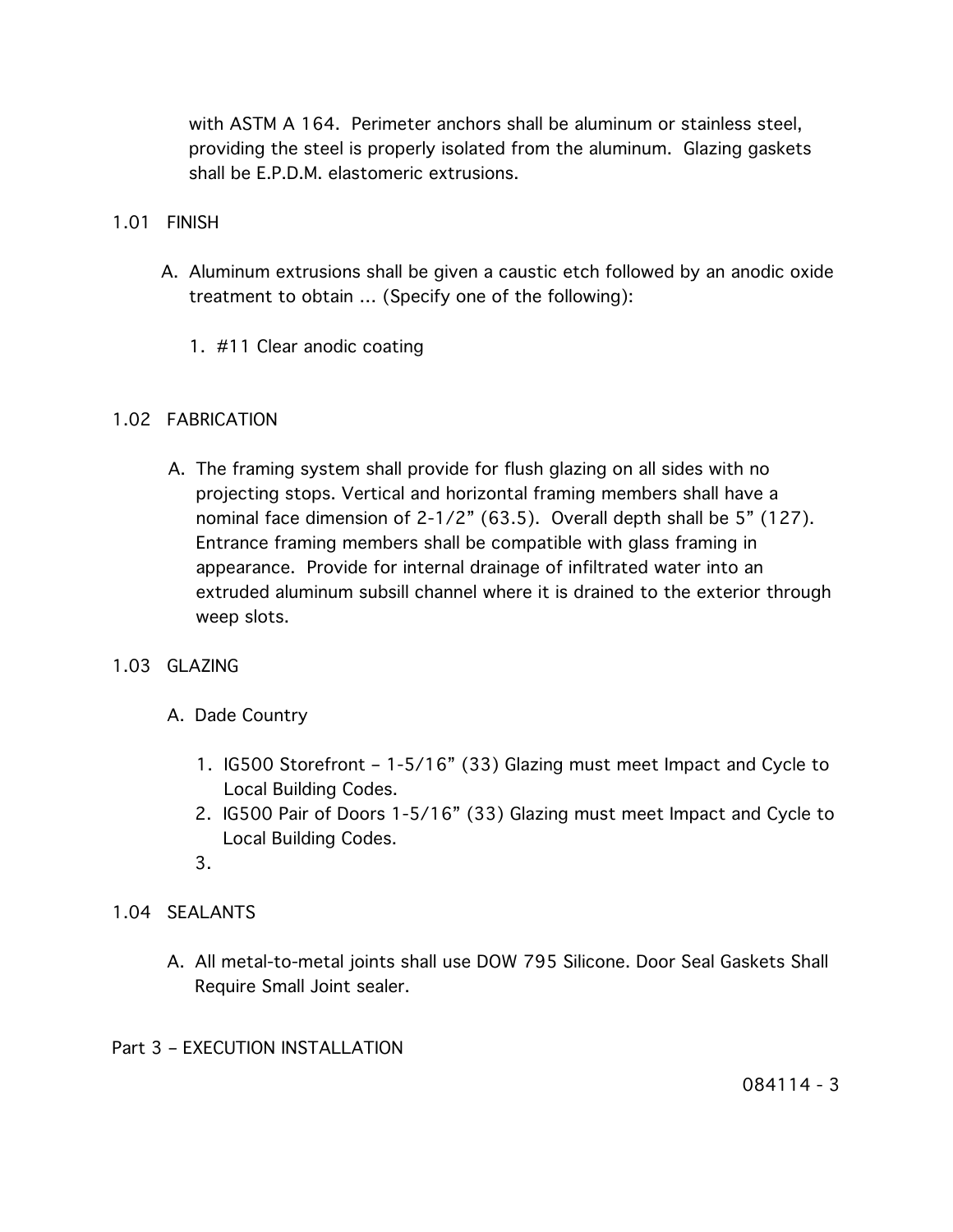with ASTM A 164. Perimeter anchors shall be aluminum or stainless steel, providing the steel is properly isolated from the aluminum. Glazing gaskets shall be E.P.D.M. elastomeric extrusions.

## 1.01 FINISH

A. Aluminum extrusions shall be given a caustic etch followed by an anodic oxide treatment to obtain ... (Specify one of the following):

   1. #11 Clear anodic coating

## 1.02 FABRICATION

A. The framing system shall provide for flush glazing on all sides with no projecting stops. Vertical and horizontal framing members shall have a nominal face dimension of 2-1/2” (63.5). Overall depth shall be 5” (127). Entrance framing members shall be compatible with glass framing in appearance. Provide for internal drainage of infiltrated water into an extruded aluminum subsill channel where it is drained to the exterior through weep slots.

## 1.03 GLAZING

A. Dade Country

   1. IG500 Storefront – 1-5/16” (33) Glazing must meet Impact and Cycle to Local Building Codes.
   2. IG500 Pair of Doors 1-5/16” (33) Glazing must meet Impact and Cycle to Local Building Codes.
   3.

## 1.04 SEALANTS

A. All metal-to-metal joints shall use DOW 795 Silicone. Door Seal Gaskets Shall Require Small Joint sealer.

# Part 3 – EXECUTION INSTALLATION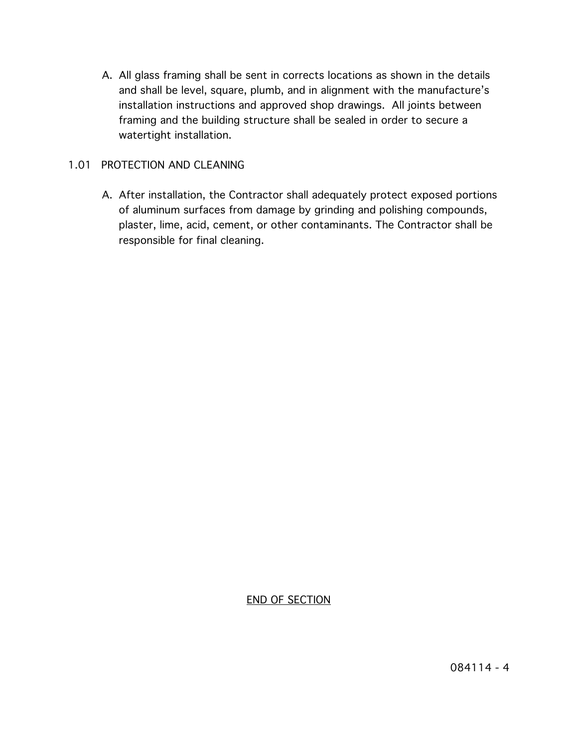A. All glass framing shall be sent in corrects locations as shown in the details and shall be level, square, plumb, and in alignment with the manufacture's installation instructions and approved shop drawings. All joints between framing and the building structure shall be sealed in order to secure a watertight installation.

1.01 PROTECTION AND CLEANING

A. After installation, the Contractor shall adequately protect exposed portions of aluminum surfaces from damage by grinding and polishing compounds, plaster, lime, acid, cement, or other contaminants. The Contractor shall be responsible for final cleaning.

END OF SECTION